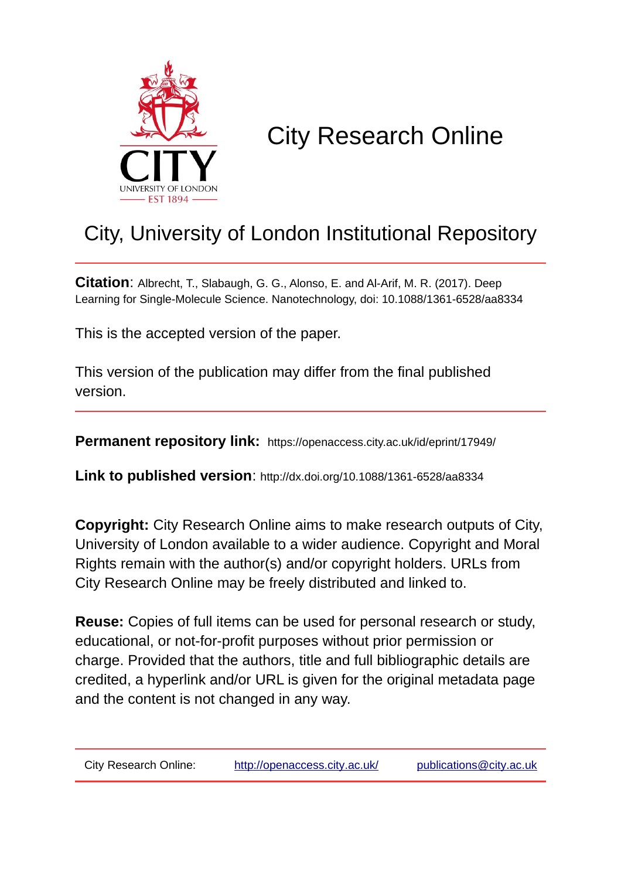# City Research Online

## City, University of London Institutional Repository

**Citation**: Albrecht, T., Slabaugh, G. G., Alonso, E. and Al-Arif, M. R. (2017). Deep Learning for Single-Molecule Science. Nanotechnology, doi: 10.1088/1361-6528/aa8334

This is the accepted version of the paper.

This version of the publication may differ from the final published version.

**Permanent repository link:** https://openaccess.city.ac.uk/id/eprint/17949/

**Link to published version**: http://dx.doi.org/10.1088/1361-6528/aa8334

**Copyright:** City Research Online aims to make research outputs of City, University of London available to a wider audience. Copyright and Moral Rights remain with the author(s) and/or copyright holders. URLs from City Research Online may be freely distributed and linked to.

**Reuse:** Copies of full items can be used for personal research or study, educational, or not-for-profit purposes without prior permission or charge. Provided that the authors, title and full bibliographic details are credited, a hyperlink and/or URL is given for the original metadata page and the content is not changed in any way.

City Research Online: http://openaccess.city.ac.uk/ publications@city.ac.uk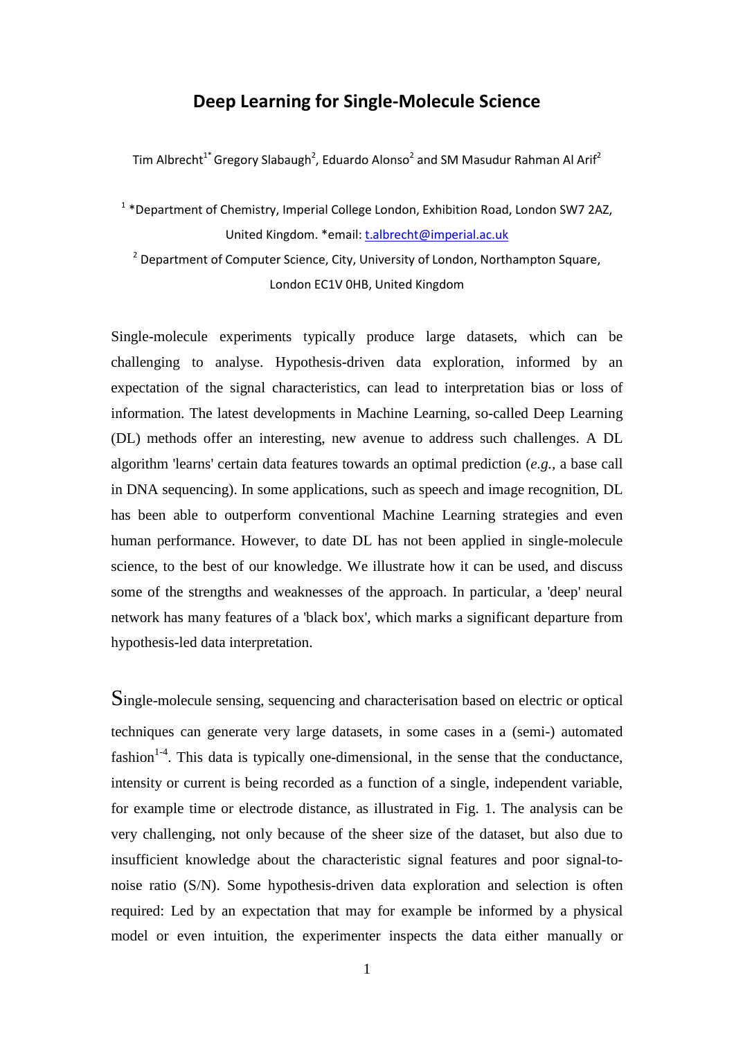# Deep Learning for Single-Molecule Science

Tim Albrecht[1*] Gregory Slabaugh[2], Eduardo Alonso[2] and SM Masudur Rahman Al Arif[2]

[1] *Department of Chemistry, Imperial College London, Exhibition Road, London SW7 2AZ, United Kingdom. *email: t.albrecht@imperial.ac.uk

[2] Department of Computer Science, City, University of London, Northampton Square, London EC1V 0HB, United Kingdom

Single-molecule experiments typically produce large datasets, which can be challenging to analyse. Hypothesis-driven data exploration, informed by an expectation of the signal characteristics, can lead to interpretation bias or loss of information. The latest developments in Machine Learning, so-called Deep Learning (DL) methods offer an interesting, new avenue to address such challenges. A DL algorithm 'learns' certain data features towards an optimal prediction (*e.g.*, a base call in DNA sequencing). In some applications, such as speech and image recognition, DL has been able to outperform conventional Machine Learning strategies and even human performance. However, to date DL has not been applied in single-molecule science, to the best of our knowledge. We illustrate how it can be used, and discuss some of the strengths and weaknesses of the approach. In particular, a 'deep' neural network has many features of a 'black box', which marks a significant departure from hypothesis-led data interpretation.

Single-molecule sensing, sequencing and characterisation based on electric or optical techniques can generate very large datasets, in some cases in a (semi-) automated fashion[1-4]. This data is typically one-dimensional, in the sense that the conductance, intensity or current is being recorded as a function of a single, independent variable, for example time or electrode distance, as illustrated in Fig. 1. The analysis can be very challenging, not only because of the sheer size of the dataset, but also due to insufficient knowledge about the characteristic signal features and poor signal-to-noise ratio (S/N). Some hypothesis-driven data exploration and selection is often required: Led by an expectation that may for example be informed by a physical model or even intuition, the experimenter inspects the data either manually or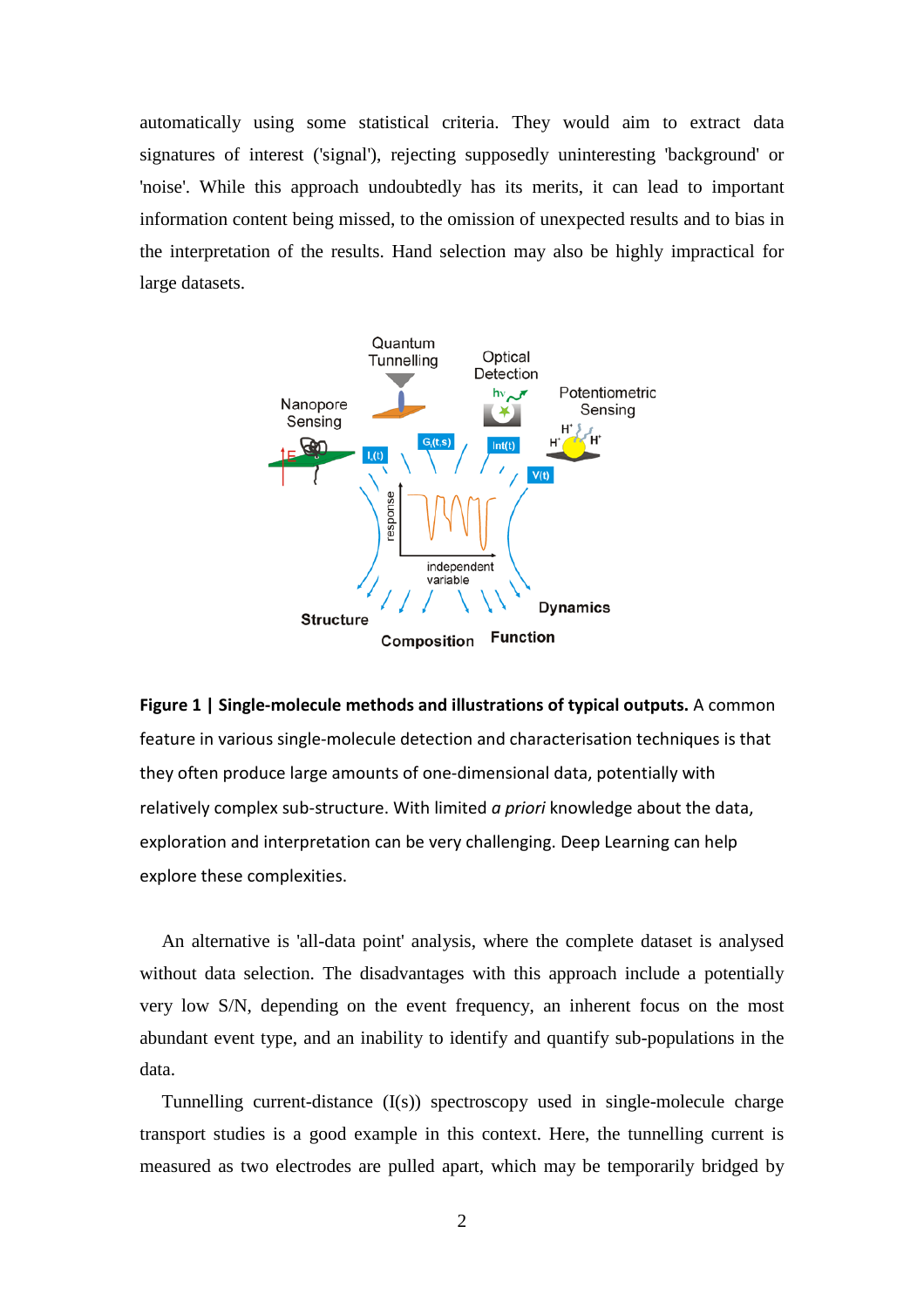automatically using some statistical criteria. They would aim to extract data signatures of interest ('signal'), rejecting supposedly uninteresting 'background' or 'noise'. While this approach undoubtedly has its merits, it can lead to important information content being missed, to the omission of unexpected results and to bias in the interpretation of the results. Hand selection may also be highly impractical for large datasets.

**Figure 1 | Single-molecule methods and illustrations of typical outputs.** A common feature in various single-molecule detection and characterisation techniques is that they often produce large amounts of one-dimensional data, potentially with relatively complex sub-structure. With limited *a priori* knowledge about the data, exploration and interpretation can be very challenging. Deep Learning can help explore these complexities.

An alternative is 'all-data point' analysis, where the complete dataset is analysed without data selection. The disadvantages with this approach include a potentially very low S/N, depending on the event frequency, an inherent focus on the most abundant event type, and an inability to identify and quantify sub-populations in the data.

Tunnelling current-distance (I(s)) spectroscopy used in single-molecule charge transport studies is a good example in this context. Here, the tunnelling current is measured as two electrodes are pulled apart, which may be temporarily bridged by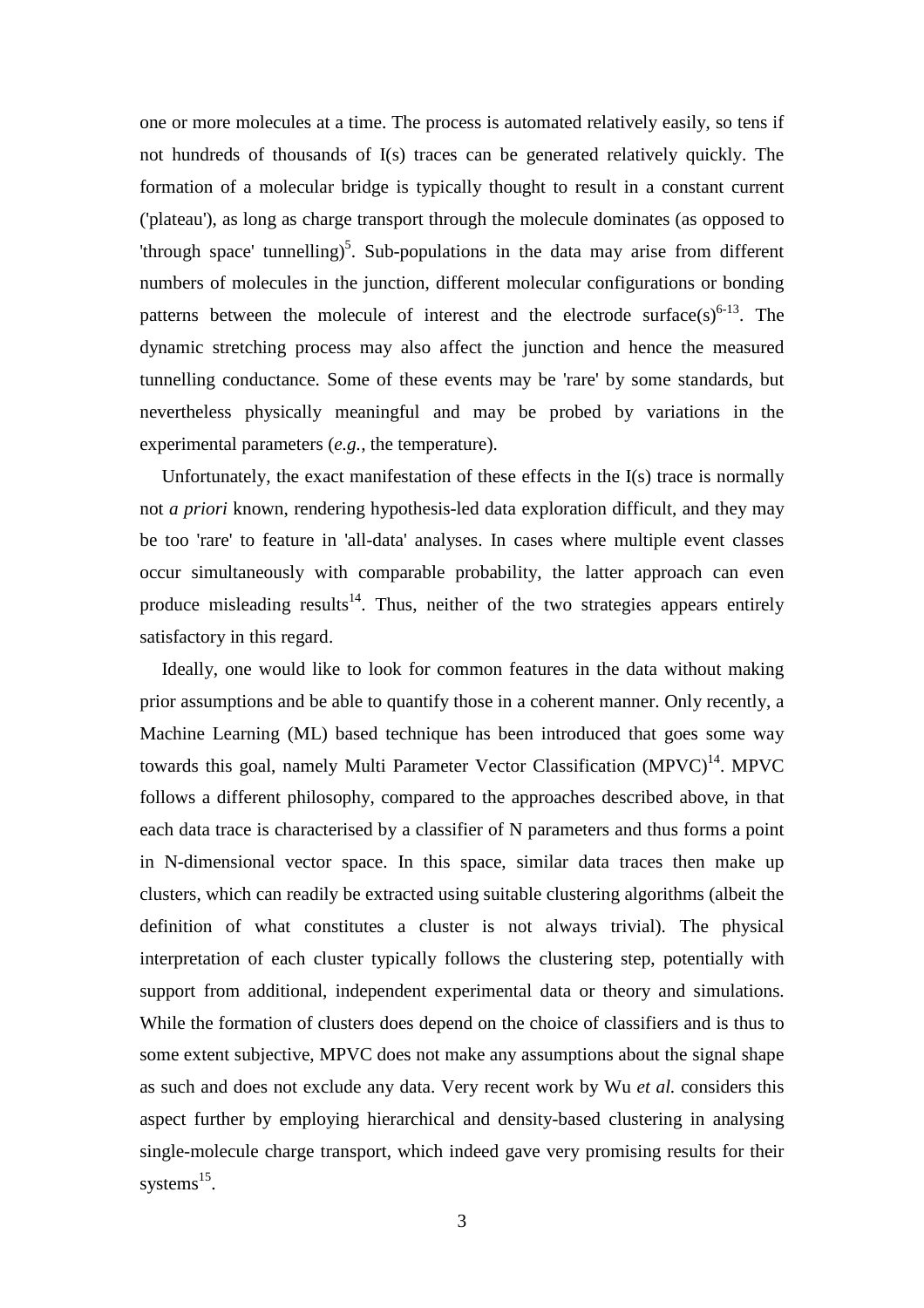one or more molecules at a time. The process is automated relatively easily, so tens if not hundreds of thousands of I(s) traces can be generated relatively quickly. The formation of a molecular bridge is typically thought to result in a constant current ('plateau'), as long as charge transport through the molecule dominates (as opposed to 'through space' tunnelling)[5]. Sub-populations in the data may arise from different numbers of molecules in the junction, different molecular configurations or bonding patterns between the molecule of interest and the electrode surface(s)[6-13]. The dynamic stretching process may also affect the junction and hence the measured tunnelling conductance. Some of these events may be 'rare' by some standards, but nevertheless physically meaningful and may be probed by variations in the experimental parameters (*e.g.*, the temperature).

Unfortunately, the exact manifestation of these effects in the I(s) trace is normally not *a priori* known, rendering hypothesis-led data exploration difficult, and they may be too 'rare' to feature in 'all-data' analyses. In cases where multiple event classes occur simultaneously with comparable probability, the latter approach can even produce misleading results[14]. Thus, neither of the two strategies appears entirely satisfactory in this regard.

Ideally, one would like to look for common features in the data without making prior assumptions and be able to quantify those in a coherent manner. Only recently, a Machine Learning (ML) based technique has been introduced that goes some way towards this goal, namely Multi Parameter Vector Classification (MPVC)[14]. MPVC follows a different philosophy, compared to the approaches described above, in that each data trace is characterised by a classifier of N parameters and thus forms a point in N-dimensional vector space. In this space, similar data traces then make up clusters, which can readily be extracted using suitable clustering algorithms (albeit the definition of what constitutes a cluster is not always trivial). The physical interpretation of each cluster typically follows the clustering step, potentially with support from additional, independent experimental data or theory and simulations. While the formation of clusters does depend on the choice of classifiers and is thus to some extent subjective, MPVC does not make any assumptions about the signal shape as such and does not exclude any data. Very recent work by Wu *et al.* considers this aspect further by employing hierarchical and density-based clustering in analysing single-molecule charge transport, which indeed gave very promising results for their systems[15].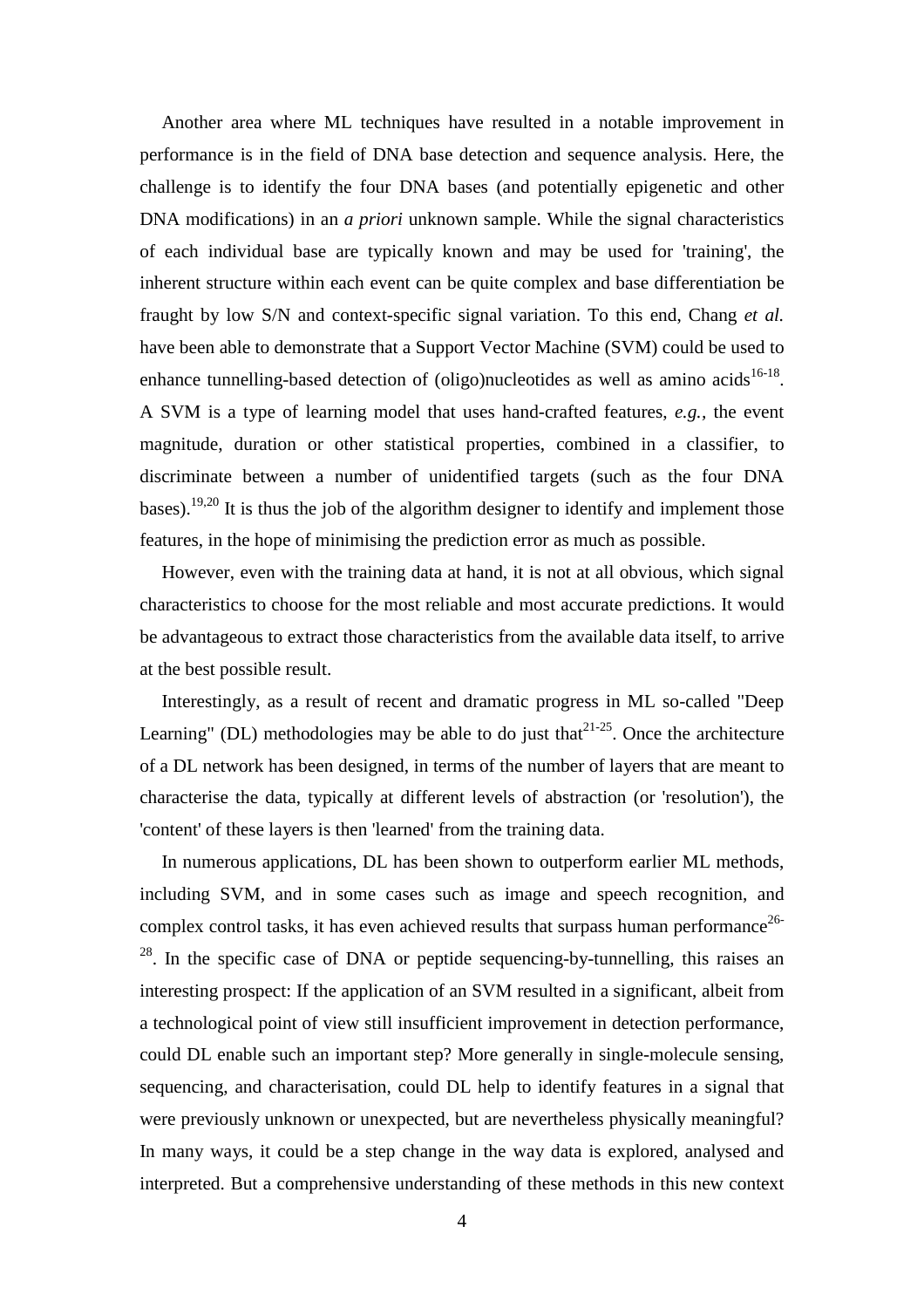Another area where ML techniques have resulted in a notable improvement in performance is in the field of DNA base detection and sequence analysis. Here, the challenge is to identify the four DNA bases (and potentially epigenetic and other DNA modifications) in an *a priori* unknown sample. While the signal characteristics of each individual base are typically known and may be used for 'training', the inherent structure within each event can be quite complex and base differentiation be fraught by low S/N and context-specific signal variation. To this end, Chang *et al.* have been able to demonstrate that a Support Vector Machine (SVM) could be used to enhance tunnelling-based detection of (oligo)nucleotides as well as amino acids[16-18]. A SVM is a type of learning model that uses hand-crafted features, *e.g.*, the event magnitude, duration or other statistical properties, combined in a classifier, to discriminate between a number of unidentified targets (such as the four DNA bases).[19,20] It is thus the job of the algorithm designer to identify and implement those features, in the hope of minimising the prediction error as much as possible.

However, even with the training data at hand, it is not at all obvious, which signal characteristics to choose for the most reliable and most accurate predictions. It would be advantageous to extract those characteristics from the available data itself, to arrive at the best possible result.

Interestingly, as a result of recent and dramatic progress in ML so-called "Deep Learning" (DL) methodologies may be able to do just that[21-25]. Once the architecture of a DL network has been designed, in terms of the number of layers that are meant to characterise the data, typically at different levels of abstraction (or 'resolution'), the 'content' of these layers is then 'learned' from the training data.

In numerous applications, DL has been shown to outperform earlier ML methods, including SVM, and in some cases such as image and speech recognition, and complex control tasks, it has even achieved results that surpass human performance[26-28]. In the specific case of DNA or peptide sequencing-by-tunnelling, this raises an interesting prospect: If the application of an SVM resulted in a significant, albeit from a technological point of view still insufficient improvement in detection performance, could DL enable such an important step? More generally in single-molecule sensing, sequencing, and characterisation, could DL help to identify features in a signal that were previously unknown or unexpected, but are nevertheless physically meaningful? In many ways, it could be a step change in the way data is explored, analysed and interpreted. But a comprehensive understanding of these methods in this new context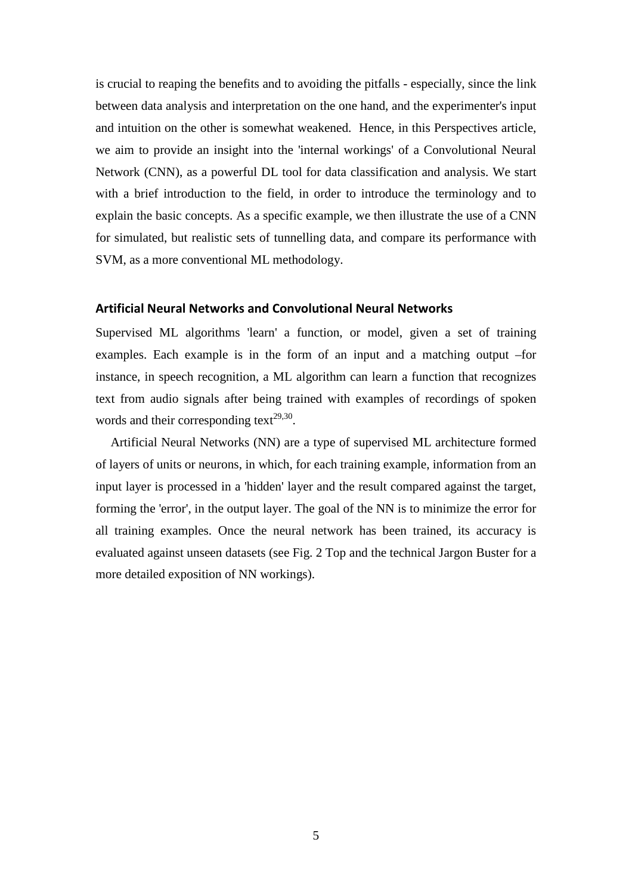is crucial to reaping the benefits and to avoiding the pitfalls - especially, since the link between data analysis and interpretation on the one hand, and the experimenter's input and intuition on the other is somewhat weakened. Hence, in this Perspectives article, we aim to provide an insight into the 'internal workings' of a Convolutional Neural Network (CNN), as a powerful DL tool for data classification and analysis. We start with a brief introduction to the field, in order to introduce the terminology and to explain the basic concepts. As a specific example, we then illustrate the use of a CNN for simulated, but realistic sets of tunnelling data, and compare its performance with SVM, as a more conventional ML methodology.

## Artificial Neural Networks and Convolutional Neural Networks

Supervised ML algorithms 'learn' a function, or model, given a set of training examples. Each example is in the form of an input and a matching output –for instance, in speech recognition, a ML algorithm can learn a function that recognizes text from audio signals after being trained with examples of recordings of spoken words and their corresponding text[29,30].

Artificial Neural Networks (NN) are a type of supervised ML architecture formed of layers of units or neurons, in which, for each training example, information from an input layer is processed in a 'hidden' layer and the result compared against the target, forming the 'error', in the output layer. The goal of the NN is to minimize the error for all training examples. Once the neural network has been trained, its accuracy is evaluated against unseen datasets (see Fig. 2 Top and the technical Jargon Buster for a more detailed exposition of NN workings).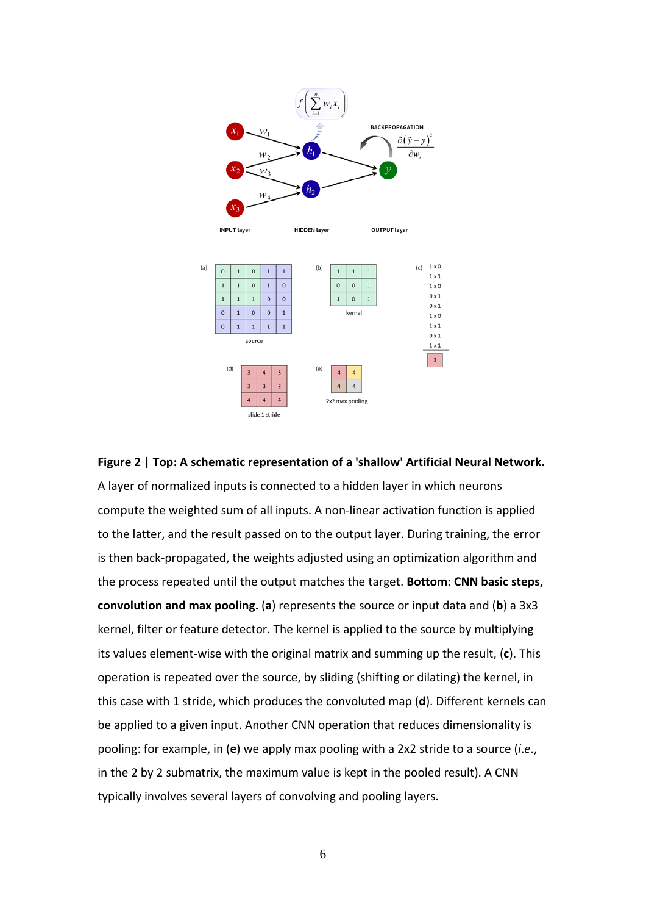**Figure 2 | Top: A schematic representation of a 'shallow' Artificial Neural Network.** A layer of normalized inputs is connected to a hidden layer in which neurons compute the weighted sum of all inputs. A non-linear activation function is applied to the latter, and the result passed on to the output layer. During training, the error is then back-propagated, the weights adjusted using an optimization algorithm and the process repeated until the output matches the target. **Bottom: CNN basic steps, convolution and max pooling.** (**a**) represents the source or input data and (**b**) a 3x3 kernel, filter or feature detector. The kernel is applied to the source by multiplying its values element-wise with the original matrix and summing up the result, (**c**). This operation is repeated over the source, by sliding (shifting or dilating) the kernel, in this case with 1 stride, which produces the convoluted map (**d**). Different kernels can be applied to a given input. Another CNN operation that reduces dimensionality is pooling: for example, in (**e**) we apply max pooling with a 2x2 stride to a source (*i.e.*, in the 2 by 2 submatrix, the maximum value is kept in the pooled result). A CNN typically involves several layers of convolving and pooling layers.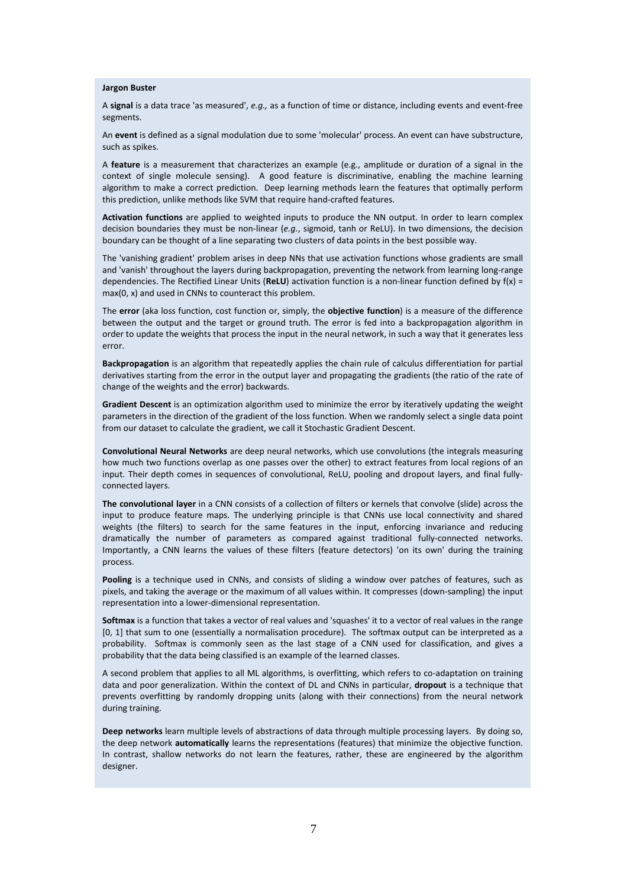**Jargon Buster**

A **signal** is a data trace 'as measured', *e.g.,* as a function of time or distance, including events and event-free segments.

An **event** is defined as a signal modulation due to some 'molecular' process. An event can have substructure, such as spikes.

A **feature** is a measurement that characterizes an example (e.g., amplitude or duration of a signal in the context of single molecule sensing). A good feature is discriminative, enabling the machine learning algorithm to make a correct prediction. Deep learning methods learn the features that optimally perform this prediction, unlike methods like SVM that require hand-crafted features.

**Activation functions** are applied to weighted inputs to produce the NN output. In order to learn complex decision boundaries they must be non-linear (*e.g.*, sigmoid, tanh or ReLU). In two dimensions, the decision boundary can be thought of a line separating two clusters of data points in the best possible way.

The 'vanishing gradient' problem arises in deep NNs that use activation functions whose gradients are small and 'vanish' throughout the layers during backpropagation, preventing the network from learning long-range dependencies. The Rectified Linear Units (**ReLU**) activation function is a non-linear function defined by $f(x) = \max(0, x)$ and used in CNNs to counteract this problem.

The **error** (aka loss function, cost function or, simply, the **objective function**) is a measure of the difference between the output and the target or ground truth. The error is fed into a backpropagation algorithm in order to update the weights that process the input in the neural network, in such a way that it generates less error.

**Backpropagation** is an algorithm that repeatedly applies the chain rule of calculus differentiation for partial derivatives starting from the error in the output layer and propagating the gradients (the ratio of the rate of change of the weights and the error) backwards.

**Gradient Descent** is an optimization algorithm used to minimize the error by iteratively updating the weight parameters in the direction of the gradient of the loss function. When we randomly select a single data point from our dataset to calculate the gradient, we call it Stochastic Gradient Descent.

**Convolutional Neural Networks** are deep neural networks, which use convolutions (the integrals measuring how much two functions overlap as one passes over the other) to extract features from local regions of an input. Their depth comes in sequences of convolutional, ReLU, pooling and dropout layers, and final fully-connected layers.

**The convolutional layer** in a CNN consists of a collection of filters or kernels that convolve (slide) across the input to produce feature maps. The underlying principle is that CNNs use local connectivity and shared weights (the filters) to search for the same features in the input, enforcing invariance and reducing dramatically the number of parameters as compared against traditional fully-connected networks. Importantly, a CNN learns the values of these filters (feature detectors) 'on its own' during the training process.

**Pooling** is a technique used in CNNs, and consists of sliding a window over patches of features, such as pixels, and taking the average or the maximum of all values within. It compresses (down-sampling) the input representation into a lower-dimensional representation.

**Softmax** is a function that takes a vector of real values and 'squashes' it to a vector of real values in the range [0, 1] that sum to one (essentially a normalisation procedure). The softmax output can be interpreted as a probability. Softmax is commonly seen as the last stage of a CNN used for classification, and gives a probability that the data being classified is an example of the learned classes.

A second problem that applies to all ML algorithms, is overfitting, which refers to co-adaptation on training data and poor generalization. Within the context of DL and CNNs in particular, **dropout** is a technique that prevents overfitting by randomly dropping units (along with their connections) from the neural network during training.

**Deep networks** learn multiple levels of abstractions of data through multiple processing layers. By doing so, the deep network **automatically** learns the representations (features) that minimize the objective function. In contrast, shallow networks do not learn the features, rather, these are engineered by the algorithm designer.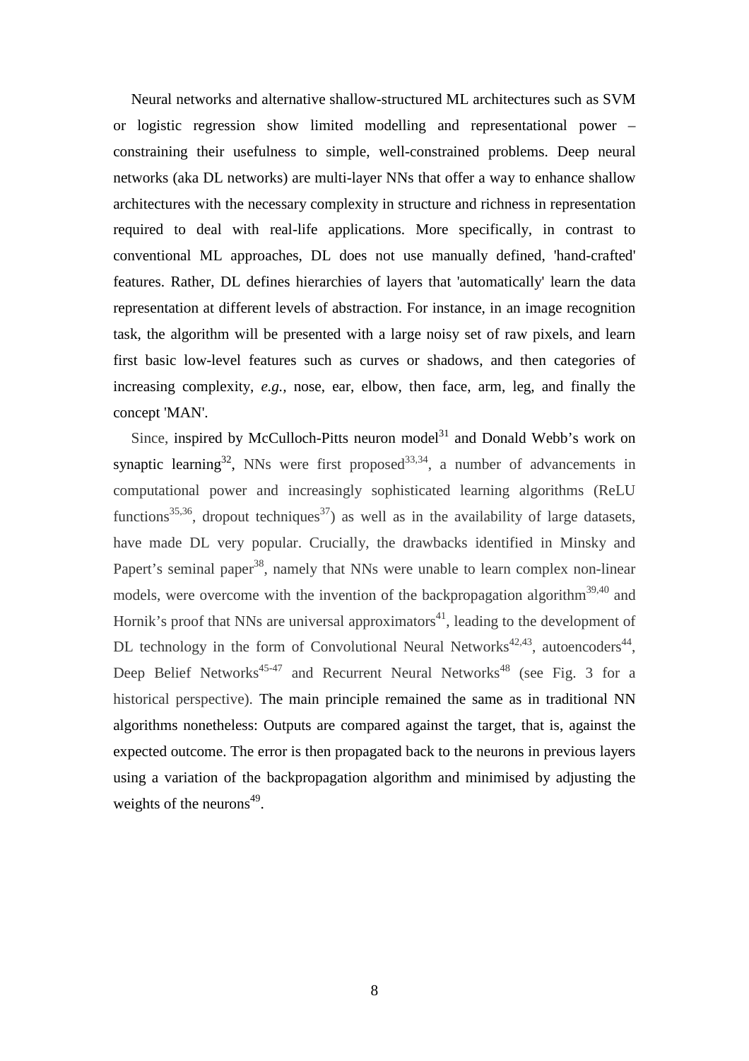Neural networks and alternative shallow-structured ML architectures such as SVM or logistic regression show limited modelling and representational power – constraining their usefulness to simple, well-constrained problems. Deep neural networks (aka DL networks) are multi-layer NNs that offer a way to enhance shallow architectures with the necessary complexity in structure and richness in representation required to deal with real-life applications. More specifically, in contrast to conventional ML approaches, DL does not use manually defined, 'hand-crafted' features. Rather, DL defines hierarchies of layers that 'automatically' learn the data representation at different levels of abstraction. For instance, in an image recognition task, the algorithm will be presented with a large noisy set of raw pixels, and learn first basic low-level features such as curves or shadows, and then categories of increasing complexity, *e.g.*, nose, ear, elbow, then face, arm, leg, and finally the concept 'MAN'.

Since, inspired by McCulloch-Pitts neuron model[31] and Donald Webb's work on synaptic learning[32], NNs were first proposed[33,34], a number of advancements in computational power and increasingly sophisticated learning algorithms (ReLU functions[35,36], dropout techniques[37]) as well as in the availability of large datasets, have made DL very popular. Crucially, the drawbacks identified in Minsky and Papert's seminal paper[38], namely that NNs were unable to learn complex non-linear models, were overcome with the invention of the backpropagation algorithm[39,40] and Hornik's proof that NNs are universal approximators[41], leading to the development of DL technology in the form of Convolutional Neural Networks[42,43], autoencoders[44], Deep Belief Networks[45-47] and Recurrent Neural Networks[48] (see Fig. 3 for a historical perspective). The main principle remained the same as in traditional NN algorithms nonetheless: Outputs are compared against the target, that is, against the expected outcome. The error is then propagated back to the neurons in previous layers using a variation of the backpropagation algorithm and minimised by adjusting the weights of the neurons[49].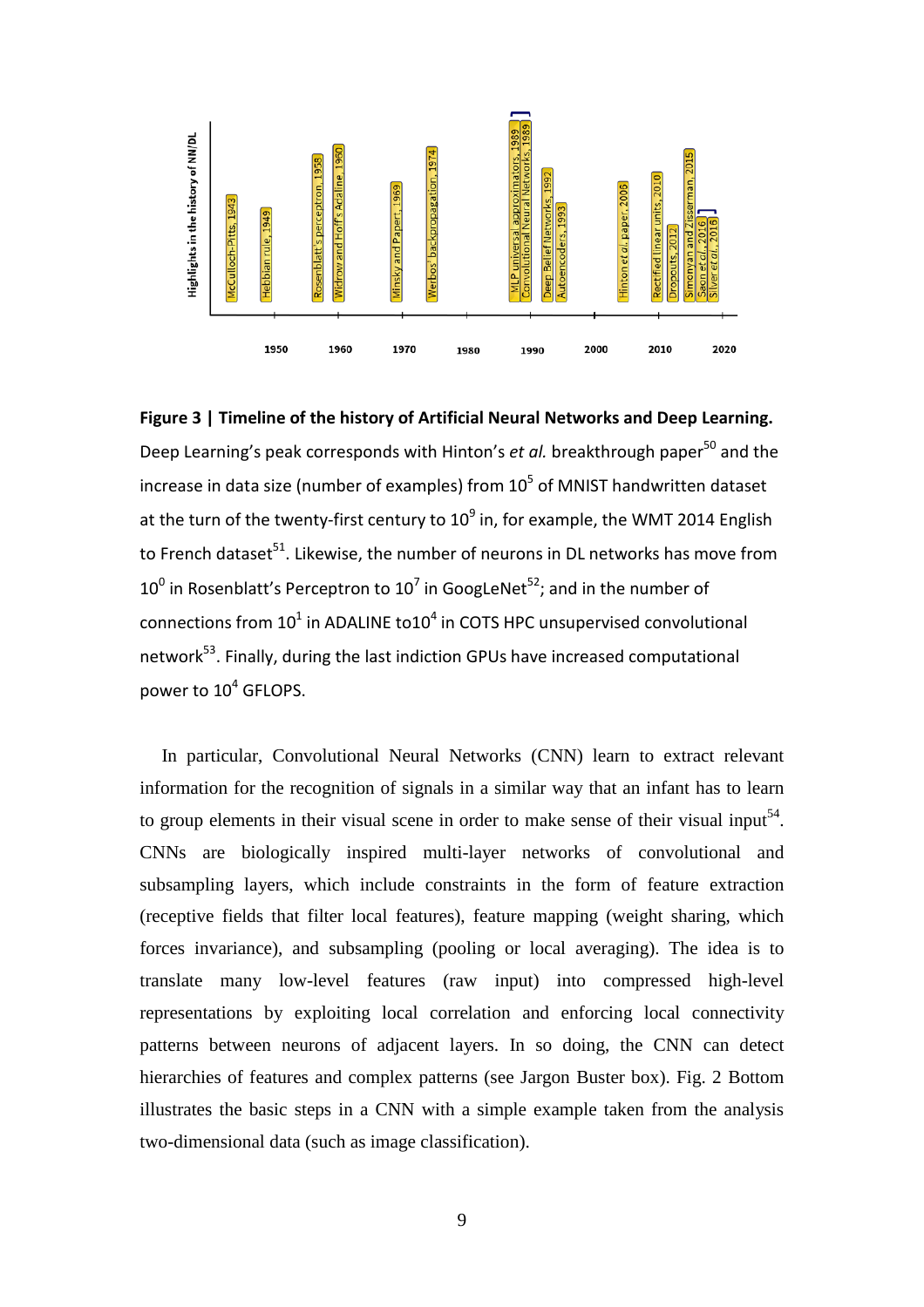**Figure 3 | Timeline of the history of Artificial Neural Networks and Deep Learning.** Deep Learning's peak corresponds with Hinton's *et al.* breakthrough paper[50] and the increase in data size (number of examples) from $10^5$ of MNIST handwritten dataset at the turn of the twenty-first century to $10^9$ in, for example, the WMT 2014 English to French dataset[51]. Likewise, the number of neurons in DL networks has move from $10^0$ in Rosenblatt's Perceptron to $10^7$ in GoogLeNet[52]; and in the number of connections from $10^1$ in ADALINE to$10^4$ in COTS HPC unsupervised convolutional network[53]. Finally, during the last indiction GPUs have increased computational power to $10^4$ GFLOPS.

In particular, Convolutional Neural Networks (CNN) learn to extract relevant information for the recognition of signals in a similar way that an infant has to learn to group elements in their visual scene in order to make sense of their visual input[54]. CNNs are biologically inspired multi-layer networks of convolutional and subsampling layers, which include constraints in the form of feature extraction (receptive fields that filter local features), feature mapping (weight sharing, which forces invariance), and subsampling (pooling or local averaging). The idea is to translate many low-level features (raw input) into compressed high-level representations by exploiting local correlation and enforcing local connectivity patterns between neurons of adjacent layers. In so doing, the CNN can detect hierarchies of features and complex patterns (see Jargon Buster box). Fig. 2 Bottom illustrates the basic steps in a CNN with a simple example taken from the analysis two-dimensional data (such as image classification).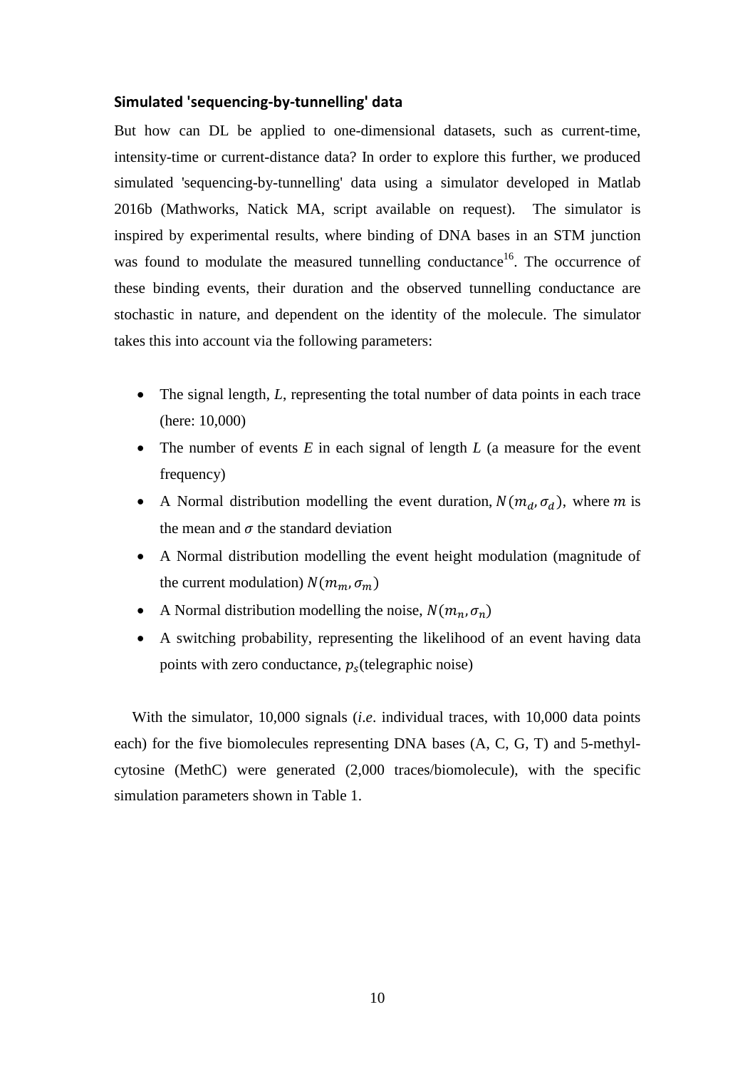### Simulated 'sequencing-by-tunnelling' data

But how can DL be applied to one-dimensional datasets, such as current-time, intensity-time or current-distance data? In order to explore this further, we produced simulated 'sequencing-by-tunnelling' data using a simulator developed in Matlab 2016b (Mathworks, Natick MA, script available on request). The simulator is inspired by experimental results, where binding of DNA bases in an STM junction was found to modulate the measured tunnelling conductance[16]. The occurrence of these binding events, their duration and the observed tunnelling conductance are stochastic in nature, and dependent on the identity of the molecule. The simulator takes this into account via the following parameters:

- The signal length, $L$, representing the total number of data points in each trace (here: 10,000)
- The number of events $E$ in each signal of length $L$ (a measure for the event frequency)
- A Normal distribution modelling the event duration, $N(m_d, \sigma_d)$, where $m$ is the mean and $\sigma$ the standard deviation
- A Normal distribution modelling the event height modulation (magnitude of the current modulation) $N(m_m, \sigma_m)$
- A Normal distribution modelling the noise, $N(m_n, \sigma_n)$
- A switching probability, representing the likelihood of an event having data points with zero conductance, $p_s$(telegraphic noise)

With the simulator, 10,000 signals (*i.e*. individual traces, with 10,000 data points each) for the five biomolecules representing DNA bases (A, C, G, T) and 5-methyl-cytosine (MethC) were generated (2,000 traces/biomolecule), with the specific simulation parameters shown in Table 1.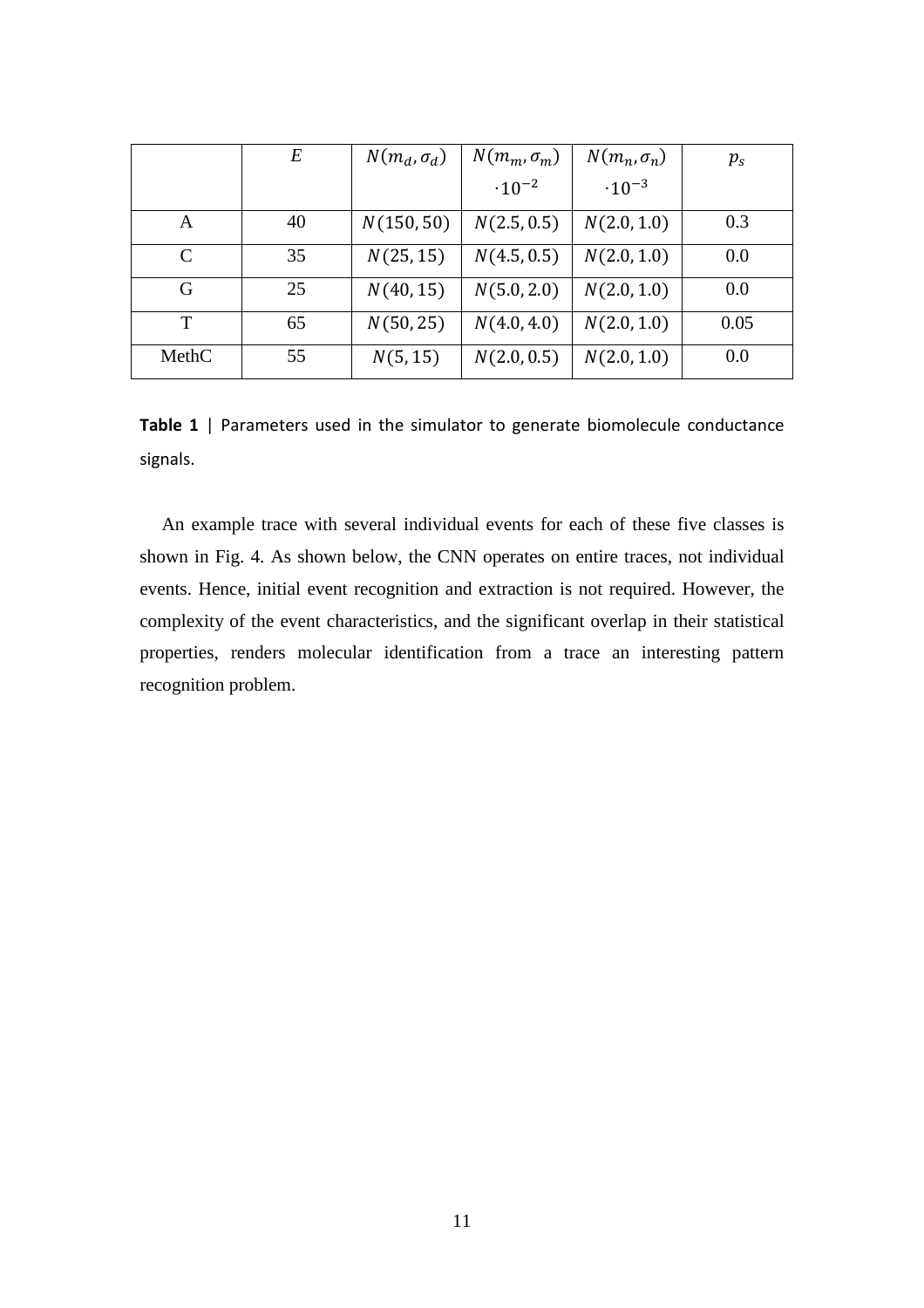| | $E$ | $N(m_d, \sigma_d)$ | $N(m_m, \sigma_m)$ $\cdot 10^{-2}$ | $N(m_n, \sigma_n)$ $\cdot 10^{-3}$ | $p_s$ |
|---|---|---|---|---|---|
| A | 40 | $N(150, 50)$ | $N(2.5, 0.5)$ | $N(2.0, 1.0)$ | 0.3 |
| C | 35 | $N(25, 15)$ | $N(4.5, 0.5)$ | $N(2.0, 1.0)$ | 0.0 |
| G | 25 | $N(40, 15)$ | $N(5.0, 2.0)$ | $N(2.0, 1.0)$ | 0.0 |
| T | 65 | $N(50, 25)$ | $N(4.0, 4.0)$ | $N(2.0, 1.0)$ | 0.05 |
| MethC | 55 | $N(5, 15)$ | $N(2.0, 0.5)$ | $N(2.0, 1.0)$ | 0.0 |

**Table 1** | Parameters used in the simulator to generate biomolecule conductance signals.

An example trace with several individual events for each of these five classes is shown in Fig. 4. As shown below, the CNN operates on entire traces, not individual events. Hence, initial event recognition and extraction is not required. However, the complexity of the event characteristics, and the significant overlap in their statistical properties, renders molecular identification from a trace an interesting pattern recognition problem.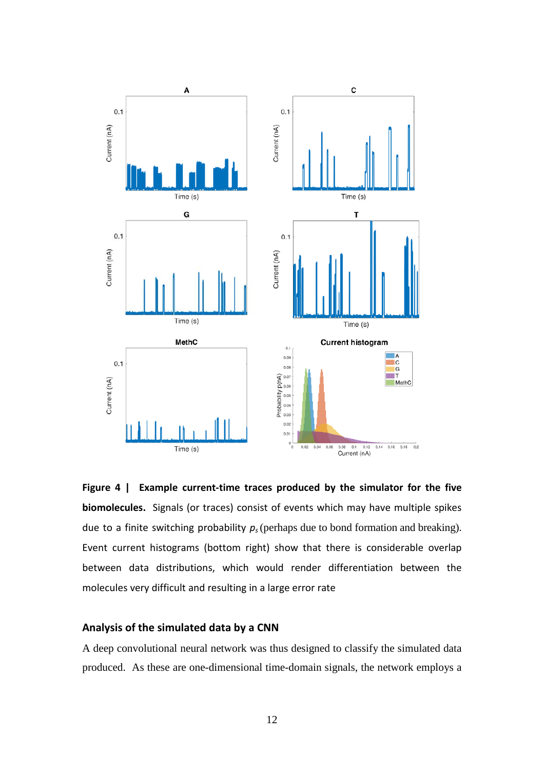**Figure 4 | Example current-time traces produced by the simulator for the five biomolecules.** Signals (or traces) consist of events which may have multiple spikes due to a finite switching probability $p_s$ (perhaps due to bond formation and breaking). Event current histograms (bottom right) show that there is considerable overlap between data distributions, which would render differentiation between the molecules very difficult and resulting in a large error rate

### Analysis of the simulated data by a CNN

A deep convolutional neural network was thus designed to classify the simulated data produced. As these are one-dimensional time-domain signals, the network employs a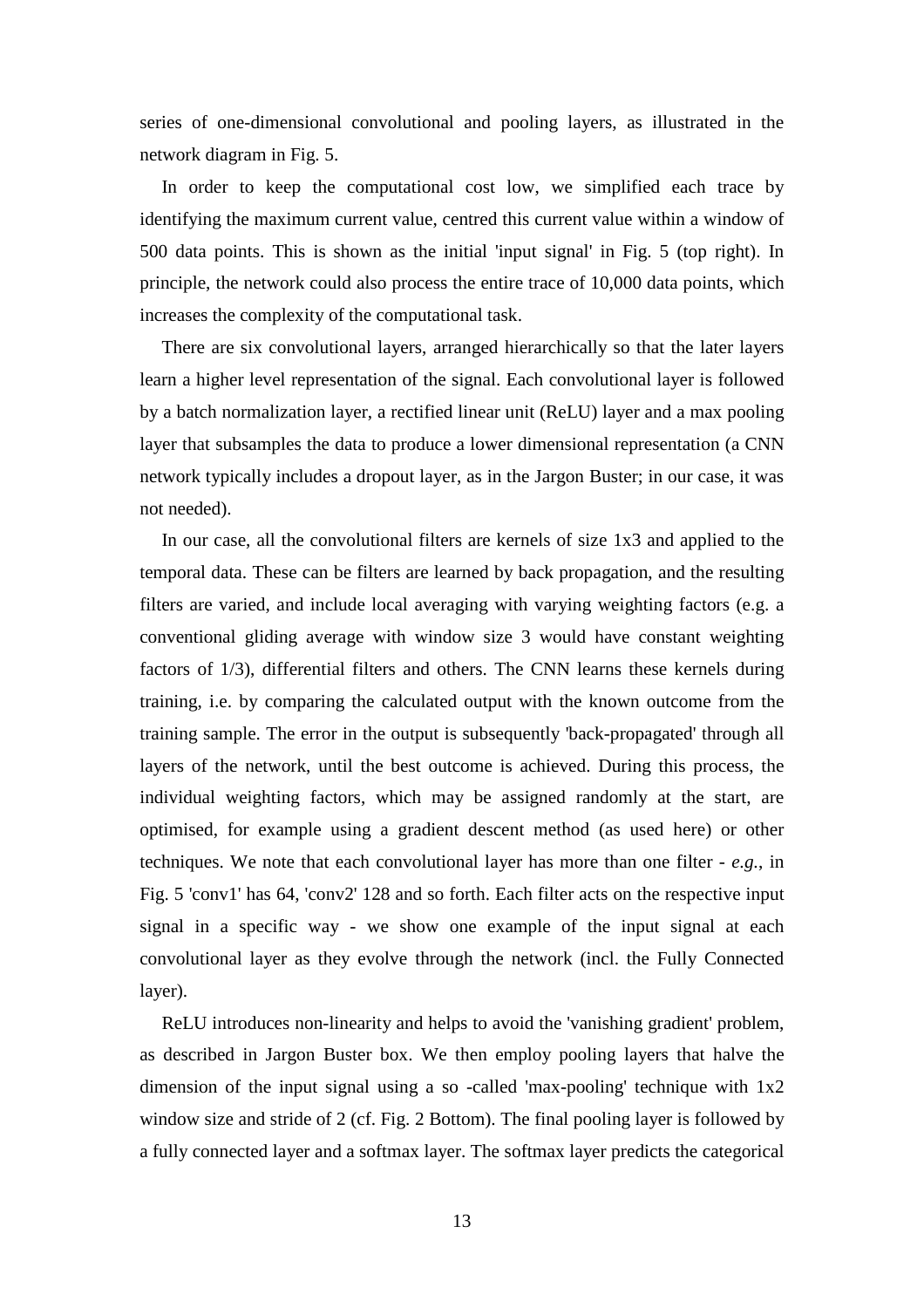series of one-dimensional convolutional and pooling layers, as illustrated in the network diagram in Fig. 5.

In order to keep the computational cost low, we simplified each trace by identifying the maximum current value, centred this current value within a window of 500 data points. This is shown as the initial 'input signal' in Fig. 5 (top right). In principle, the network could also process the entire trace of 10,000 data points, which increases the complexity of the computational task.

There are six convolutional layers, arranged hierarchically so that the later layers learn a higher level representation of the signal. Each convolutional layer is followed by a batch normalization layer, a rectified linear unit (ReLU) layer and a max pooling layer that subsamples the data to produce a lower dimensional representation (a CNN network typically includes a dropout layer, as in the Jargon Buster; in our case, it was not needed).

In our case, all the convolutional filters are kernels of size 1x3 and applied to the temporal data. These can be filters are learned by back propagation, and the resulting filters are varied, and include local averaging with varying weighting factors (e.g. a conventional gliding average with window size 3 would have constant weighting factors of 1/3), differential filters and others. The CNN learns these kernels during training, i.e. by comparing the calculated output with the known outcome from the training sample. The error in the output is subsequently 'back-propagated' through all layers of the network, until the best outcome is achieved. During this process, the individual weighting factors, which may be assigned randomly at the start, are optimised, for example using a gradient descent method (as used here) or other techniques. We note that each convolutional layer has more than one filter - *e.g.*, in Fig. 5 'conv1' has 64, 'conv2' 128 and so forth. Each filter acts on the respective input signal in a specific way - we show one example of the input signal at each convolutional layer as they evolve through the network (incl. the Fully Connected layer).

ReLU introduces non-linearity and helps to avoid the 'vanishing gradient' problem, as described in Jargon Buster box. We then employ pooling layers that halve the dimension of the input signal using a so -called 'max-pooling' technique with 1x2 window size and stride of 2 (cf. Fig. 2 Bottom). The final pooling layer is followed by a fully connected layer and a softmax layer. The softmax layer predicts the categorical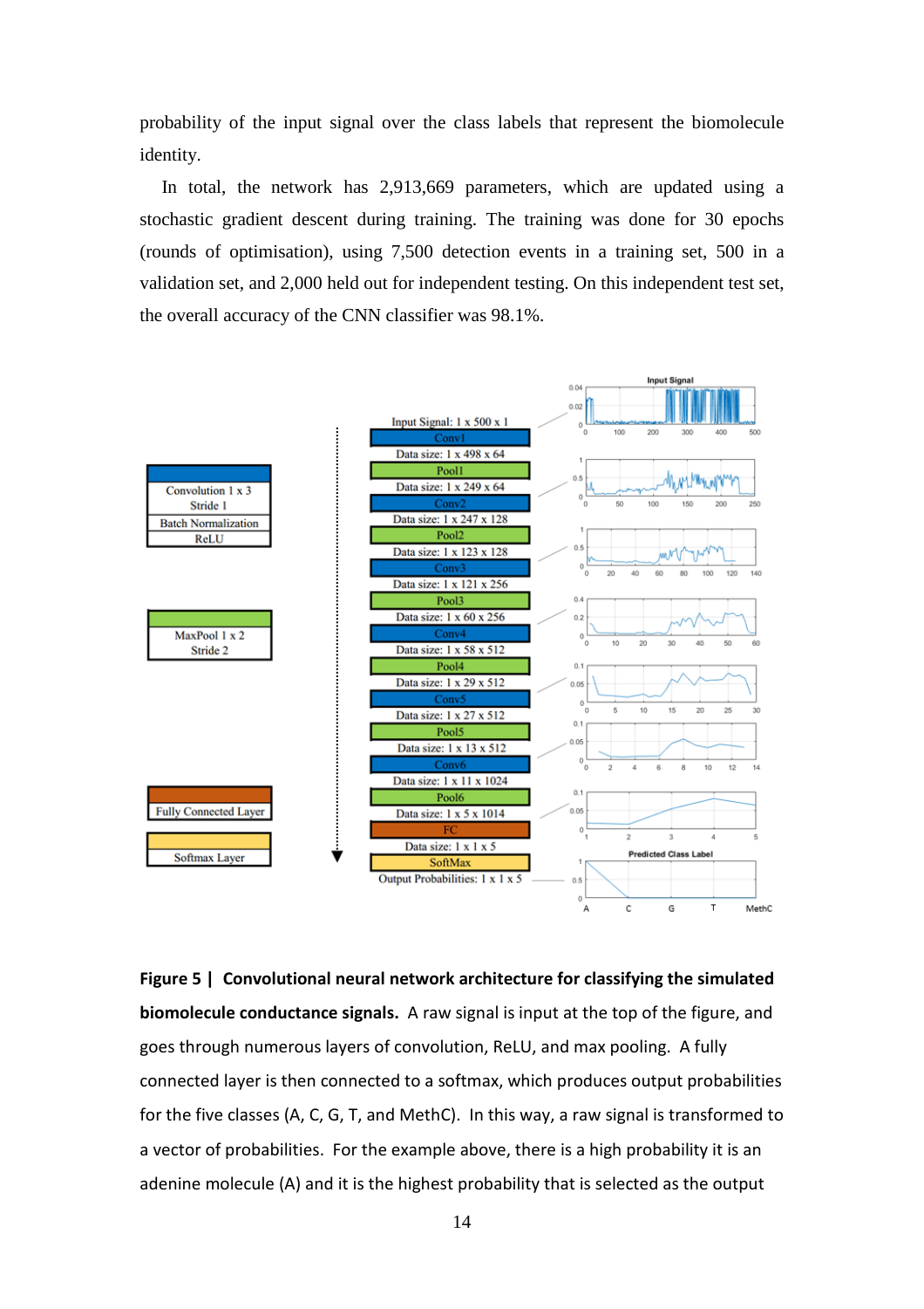probability of the input signal over the class labels that represent the biomolecule identity.

In total, the network has 2,913,669 parameters, which are updated using a stochastic gradient descent during training. The training was done for 30 epochs (rounds of optimisation), using 7,500 detection events in a training set, 500 in a validation set, and 2,000 held out for independent testing. On this independent test set, the overall accuracy of the CNN classifier was 98.1%.

**Figure 5 | Convolutional neural network architecture for classifying the simulated biomolecule conductance signals.** A raw signal is input at the top of the figure, and goes through numerous layers of convolution, ReLU, and max pooling. A fully connected layer is then connected to a softmax, which produces output probabilities for the five classes (A, C, G, T, and MethC). In this way, a raw signal is transformed to a vector of probabilities. For the example above, there is a high probability it is an adenine molecule (A) and it is the highest probability that is selected as the output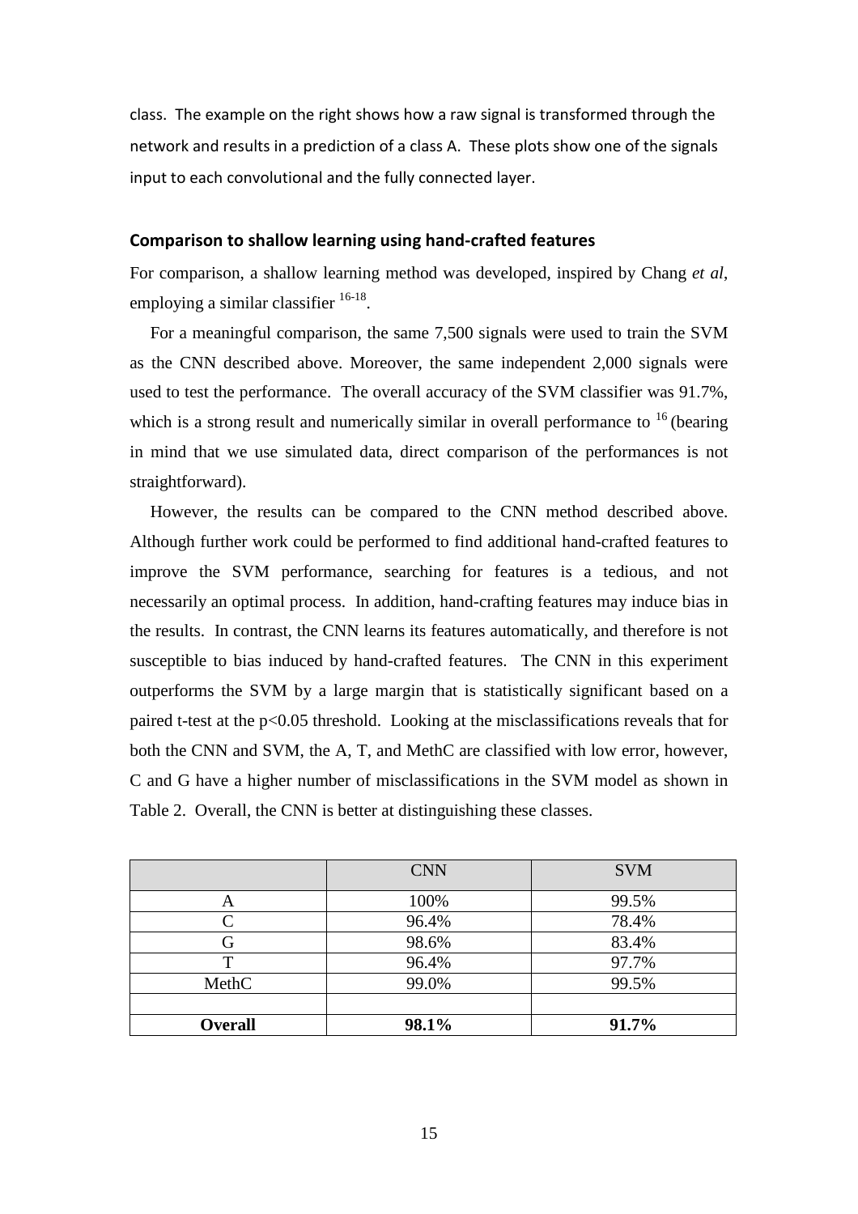class. The example on the right shows how a raw signal is transformed through the network and results in a prediction of a class A. These plots show one of the signals input to each convolutional and the fully connected layer.

### Comparison to shallow learning using hand-crafted features

For comparison, a shallow learning method was developed, inspired by Chang *et al*, employing a similar classifier [16-18].

For a meaningful comparison, the same 7,500 signals were used to train the SVM as the CNN described above. Moreover, the same independent 2,000 signals were used to test the performance. The overall accuracy of the SVM classifier was 91.7%, which is a strong result and numerically similar in overall performance to [16] (bearing in mind that we use simulated data, direct comparison of the performances is not straightforward).

However, the results can be compared to the CNN method described above. Although further work could be performed to find additional hand-crafted features to improve the SVM performance, searching for features is a tedious, and not necessarily an optimal process. In addition, hand-crafting features may induce bias in the results. In contrast, the CNN learns its features automatically, and therefore is not susceptible to bias induced by hand-crafted features. The CNN in this experiment outperforms the SVM by a large margin that is statistically significant based on a paired t-test at the $p<0.05$ threshold. Looking at the misclassifications reveals that for both the CNN and SVM, the A, T, and MethC are classified with low error, however, C and G have a higher number of misclassifications in the SVM model as shown in Table 2. Overall, the CNN is better at distinguishing these classes.

| | CNN | SVM |
|---|---|---|
| A | 100% | 99.5% |
| C | 96.4% | 78.4% |
| G | 98.6% | 83.4% |
| T | 96.4% | 97.7% |
| MethC | 99.0% | 99.5% |
| | | |
| **Overall** | **98.1%** | **91.7%** |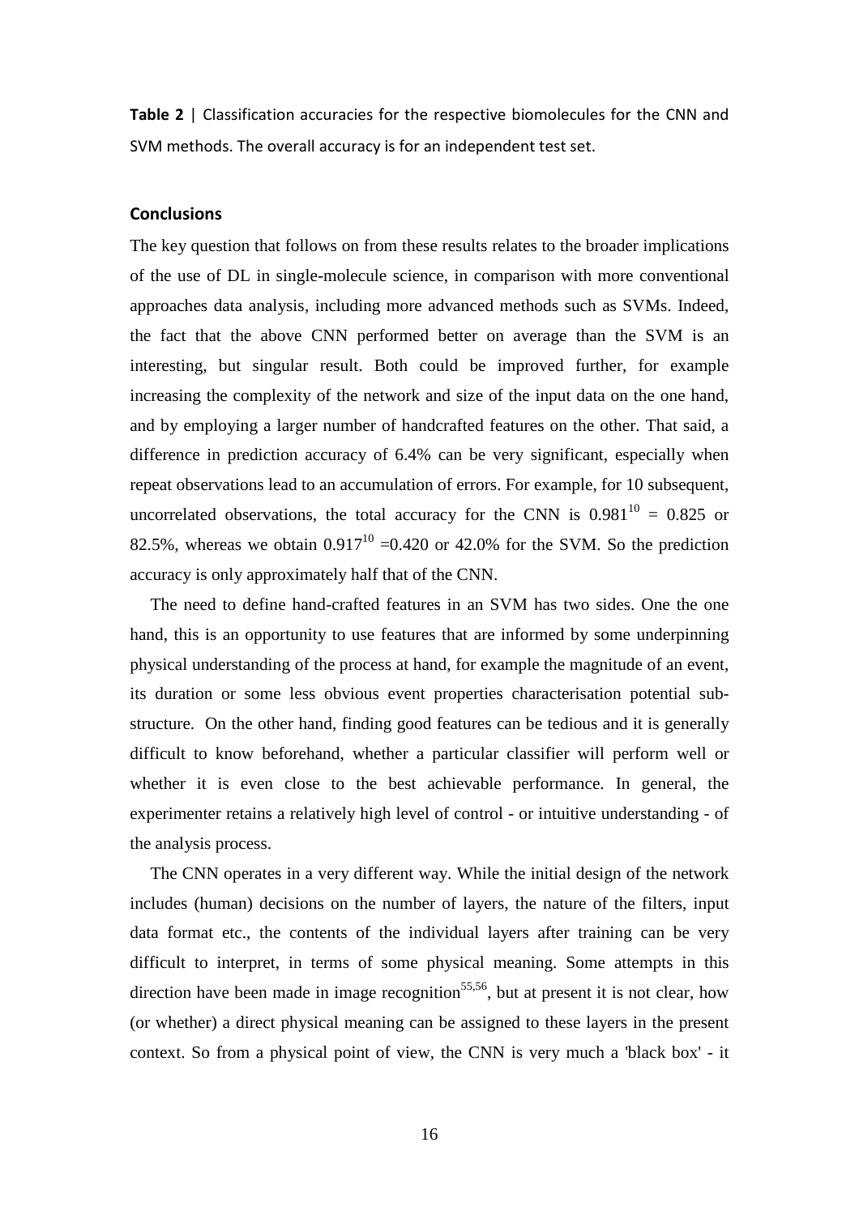**Table 2** | Classification accuracies for the respective biomolecules for the CNN and SVM methods. The overall accuracy is for an independent test set.

## Conclusions

The key question that follows on from these results relates to the broader implications of the use of DL in single-molecule science, in comparison with more conventional approaches data analysis, including more advanced methods such as SVMs. Indeed, the fact that the above CNN performed better on average than the SVM is an interesting, but singular result. Both could be improved further, for example increasing the complexity of the network and size of the input data on the one hand, and by employing a larger number of handcrafted features on the other. That said, a difference in prediction accuracy of 6.4% can be very significant, especially when repeat observations lead to an accumulation of errors. For example, for 10 subsequent, uncorrelated observations, the total accuracy for the CNN is $0.981^{10} = 0.825$ or 82.5%, whereas we obtain $0.917^{10} = 0.420$ or 42.0% for the SVM. So the prediction accuracy is only approximately half that of the CNN.

The need to define hand-crafted features in an SVM has two sides. One the one hand, this is an opportunity to use features that are informed by some underpinning physical understanding of the process at hand, for example the magnitude of an event, its duration or some less obvious event properties characterisation potential sub-structure. On the other hand, finding good features can be tedious and it is generally difficult to know beforehand, whether a particular classifier will perform well or whether it is even close to the best achievable performance. In general, the experimenter retains a relatively high level of control - or intuitive understanding - of the analysis process.

The CNN operates in a very different way. While the initial design of the network includes (human) decisions on the number of layers, the nature of the filters, input data format etc., the contents of the individual layers after training can be very difficult to interpret, in terms of some physical meaning. Some attempts in this direction have been made in image recognition[55,56], but at present it is not clear, how (or whether) a direct physical meaning can be assigned to these layers in the present context. So from a physical point of view, the CNN is very much a 'black box' - it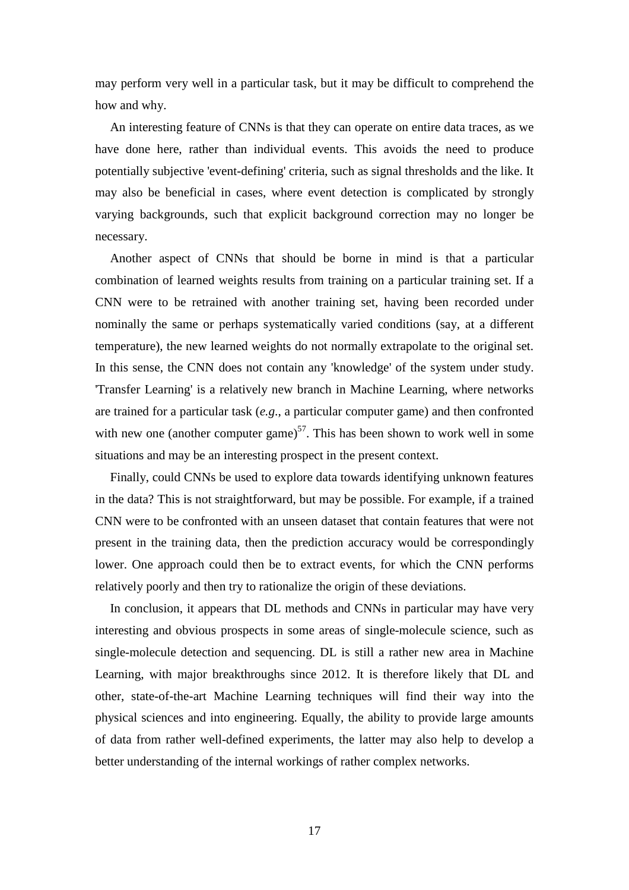may perform very well in a particular task, but it may be difficult to comprehend the how and why.

An interesting feature of CNNs is that they can operate on entire data traces, as we have done here, rather than individual events. This avoids the need to produce potentially subjective 'event-defining' criteria, such as signal thresholds and the like. It may also be beneficial in cases, where event detection is complicated by strongly varying backgrounds, such that explicit background correction may no longer be necessary.

Another aspect of CNNs that should be borne in mind is that a particular combination of learned weights results from training on a particular training set. If a CNN were to be retrained with another training set, having been recorded under nominally the same or perhaps systematically varied conditions (say, at a different temperature), the new learned weights do not normally extrapolate to the original set. In this sense, the CNN does not contain any 'knowledge' of the system under study. 'Transfer Learning' is a relatively new branch in Machine Learning, where networks are trained for a particular task (*e.g.*, a particular computer game) and then confronted with new one (another computer game)[57]. This has been shown to work well in some situations and may be an interesting prospect in the present context.

Finally, could CNNs be used to explore data towards identifying unknown features in the data? This is not straightforward, but may be possible. For example, if a trained CNN were to be confronted with an unseen dataset that contain features that were not present in the training data, then the prediction accuracy would be correspondingly lower. One approach could then be to extract events, for which the CNN performs relatively poorly and then try to rationalize the origin of these deviations.

In conclusion, it appears that DL methods and CNNs in particular may have very interesting and obvious prospects in some areas of single-molecule science, such as single-molecule detection and sequencing. DL is still a rather new area in Machine Learning, with major breakthroughs since 2012. It is therefore likely that DL and other, state-of-the-art Machine Learning techniques will find their way into the physical sciences and into engineering. Equally, the ability to provide large amounts of data from rather well-defined experiments, the latter may also help to develop a better understanding of the internal workings of rather complex networks.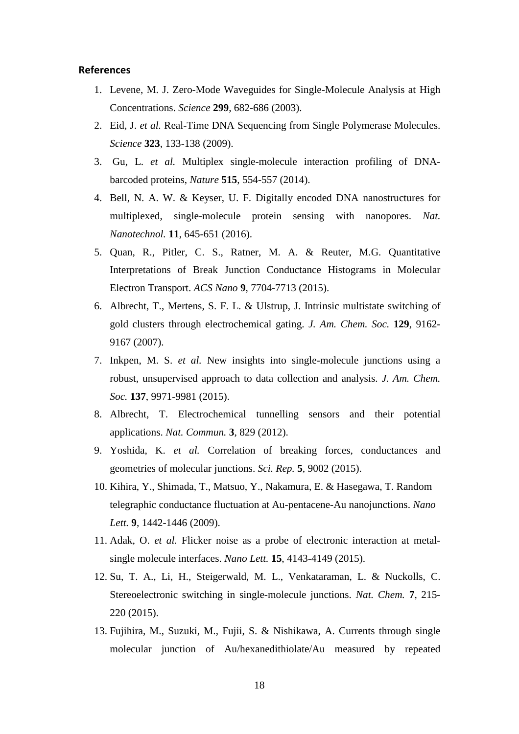## References

1. Levene, M. J. Zero-Mode Waveguides for Single-Molecule Analysis at High Concentrations. *Science* **299**, 682-686 (2003).
2. Eid, J. *et al.* Real-Time DNA Sequencing from Single Polymerase Molecules. *Science* **323**, 133-138 (2009).
3. Gu, L. *et al.* Multiplex single-molecule interaction profiling of DNA-barcoded proteins, *Nature* **515**, 554-557 (2014).
4. Bell, N. A. W. & Keyser, U. F. Digitally encoded DNA nanostructures for multiplexed, single-molecule protein sensing with nanopores. *Nat. Nanotechnol.* **11**, 645-651 (2016).
5. Quan, R., Pitler, C. S., Ratner, M. A. & Reuter, M.G. Quantitative Interpretations of Break Junction Conductance Histograms in Molecular Electron Transport. *ACS Nano* **9**, 7704-7713 (2015).
6. Albrecht, T., Mertens, S. F. L. & Ulstrup, J. Intrinsic multistate switching of gold clusters through electrochemical gating. *J. Am. Chem. Soc.* **129**, 9162-9167 (2007).
7. Inkpen, M. S. *et al.* New insights into single-molecule junctions using a robust, unsupervised approach to data collection and analysis. *J. Am. Chem. Soc.* **137**, 9971-9981 (2015).
8. Albrecht, T. Electrochemical tunnelling sensors and their potential applications. *Nat. Commun.* **3**, 829 (2012).
9. Yoshida, K. *et al.* Correlation of breaking forces, conductances and geometries of molecular junctions. *Sci. Rep.* **5**, 9002 (2015).
10. Kihira, Y., Shimada, T., Matsuo, Y., Nakamura, E. & Hasegawa, T. Random telegraphic conductance fluctuation at Au-pentacene-Au nanojunctions. *Nano Lett.* **9**, 1442-1446 (2009).
11. Adak, O. *et al.* Flicker noise as a probe of electronic interaction at metal-single molecule interfaces. *Nano Lett.* **15**, 4143-4149 (2015).
12. Su, T. A., Li, H., Steigerwald, M. L., Venkataraman, L. & Nuckolls, C. Stereoelectronic switching in single-molecule junctions. *Nat. Chem.* **7**, 215-220 (2015).
13. Fujihira, M., Suzuki, M., Fujii, S. & Nishikawa, A. Currents through single molecular junction of Au/hexanedithiolate/Au measured by repeated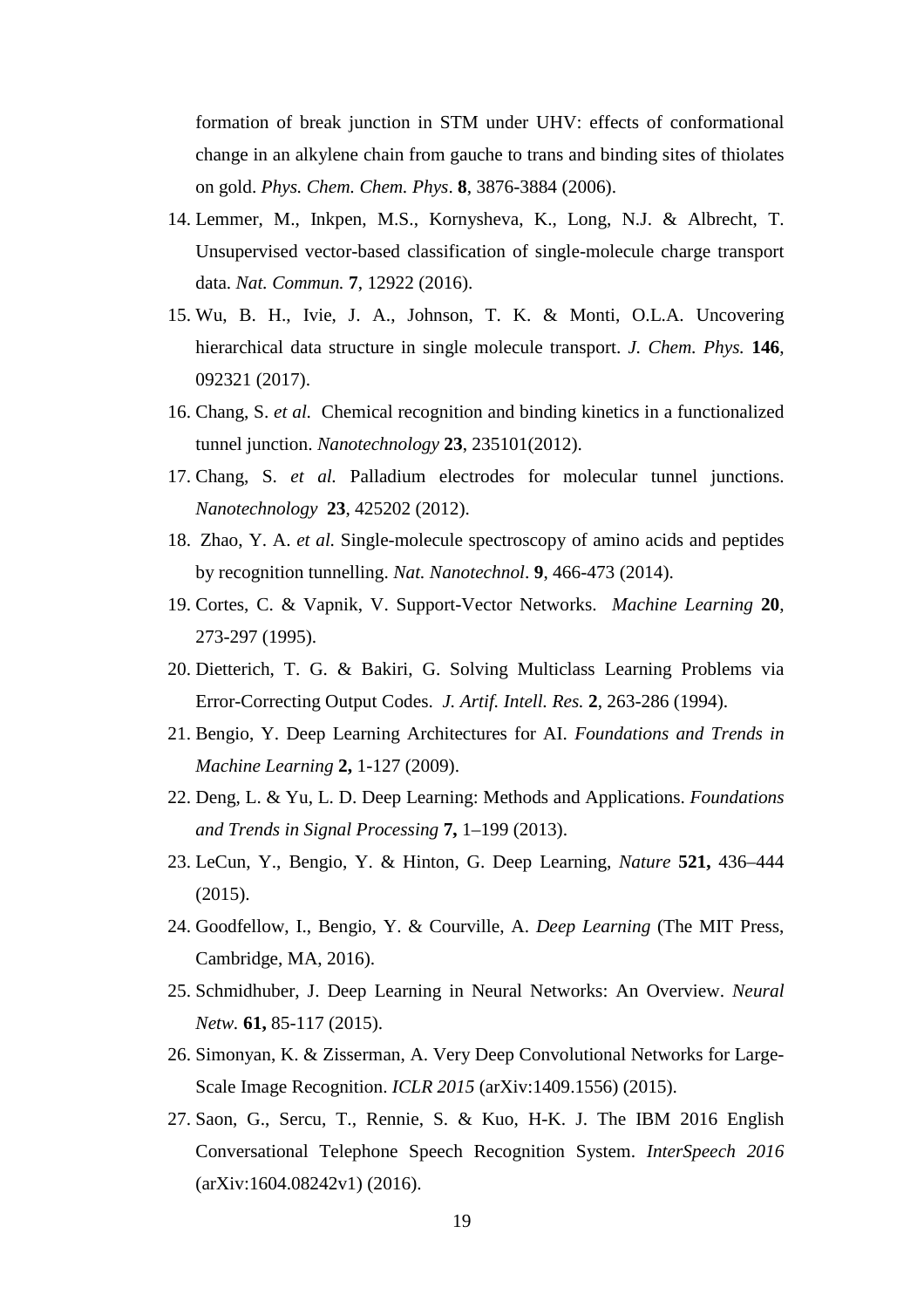formation of break junction in STM under UHV: effects of conformational change in an alkylene chain from gauche to trans and binding sites of thiolates on gold. *Phys. Chem. Chem. Phys*. **8**, 3876-3884 (2006).

14. Lemmer, M., Inkpen, M.S., Kornysheva, K., Long, N.J. & Albrecht, T. Unsupervised vector-based classification of single-molecule charge transport data. *Nat. Commun.* **7**, 12922 (2016).
15. Wu, B. H., Ivie, J. A., Johnson, T. K. & Monti, O.L.A. Uncovering hierarchical data structure in single molecule transport. *J. Chem. Phys.* **146**, 092321 (2017).
16. Chang, S. *et al.* Chemical recognition and binding kinetics in a functionalized tunnel junction. *Nanotechnology* **23**, 235101(2012).
17. Chang, S. *et al.* Palladium electrodes for molecular tunnel junctions. *Nanotechnology* **23**, 425202 (2012).
18. Zhao, Y. A. *et al.* Single-molecule spectroscopy of amino acids and peptides by recognition tunnelling. *Nat. Nanotechnol*. **9**, 466-473 (2014).
19. Cortes, C. & Vapnik, V. Support-Vector Networks. *Machine Learning* **20**, 273-297 (1995).
20. Dietterich, T. G. & Bakiri, G. Solving Multiclass Learning Problems via Error-Correcting Output Codes. *J. Artif. Intell. Res.* **2**, 263-286 (1994).
21. Bengio, Y. Deep Learning Architectures for AI. *Foundations and Trends in Machine Learning* **2,** 1-127 (2009).
22. Deng, L. & Yu, L. D. Deep Learning: Methods and Applications. *Foundations and Trends in Signal Processing* **7,** 1–199 (2013).
23. LeCun, Y., Bengio, Y. & Hinton, G. Deep Learning, *Nature* **521,** 436–444 (2015).
24. Goodfellow, I., Bengio, Y. & Courville, A. *Deep Learning* (The MIT Press, Cambridge, MA, 2016).
25. Schmidhuber, J. Deep Learning in Neural Networks: An Overview. *Neural Netw.* **61,** 85-117 (2015).
26. Simonyan, K. & Zisserman, A. Very Deep Convolutional Networks for Large-Scale Image Recognition. *ICLR 2015* (arXiv:1409.1556) (2015).
27. Saon, G., Sercu, T., Rennie, S. & Kuo, H-K. J. The IBM 2016 English Conversational Telephone Speech Recognition System. *InterSpeech 2016* (arXiv:1604.08242v1) (2016).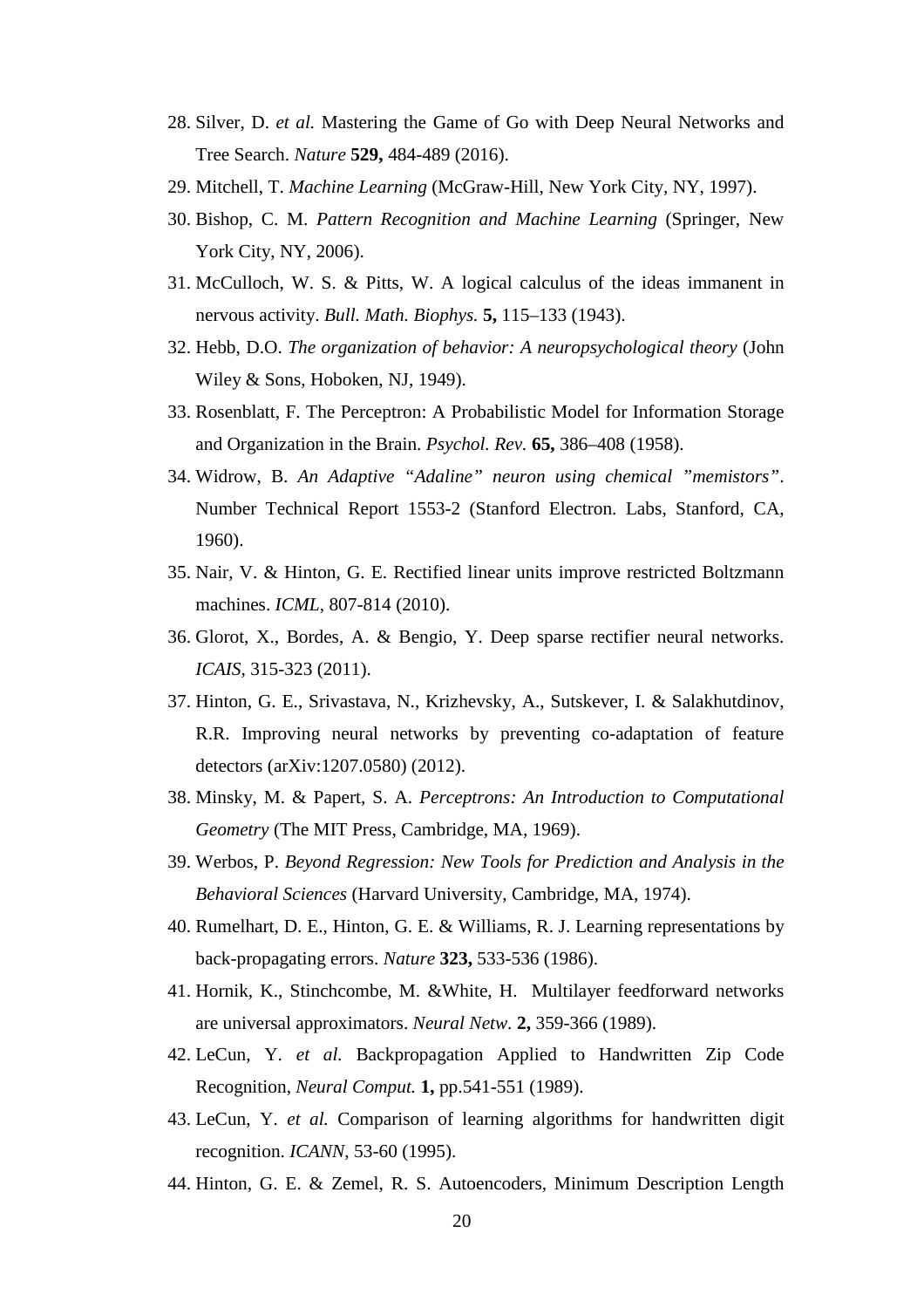28. Silver, D. *et al.* Mastering the Game of Go with Deep Neural Networks and Tree Search. *Nature* **529,** 484-489 (2016).
29. Mitchell, T. *Machine Learning* (McGraw-Hill, New York City, NY, 1997).
30. Bishop, C. M. *Pattern Recognition and Machine Learning* (Springer, New York City, NY, 2006).
31. McCulloch, W. S. & Pitts, W. A logical calculus of the ideas immanent in nervous activity. *Bull. Math. Biophys.* **5,** 115–133 (1943).
32. Hebb, D.O. *The organization of behavior: A neuropsychological theory* (John Wiley & Sons, Hoboken, NJ, 1949).
33. Rosenblatt, F. The Perceptron: A Probabilistic Model for Information Storage and Organization in the Brain. *Psychol. Rev.* **65,** 386–408 (1958).
34. Widrow, B. *An Adaptive "Adaline" neuron using chemical "memistors"*. Number Technical Report 1553-2 (Stanford Electron. Labs, Stanford, CA, 1960).
35. Nair, V. & Hinton, G. E. Rectified linear units improve restricted Boltzmann machines. *ICML*, 807-814 (2010).
36. Glorot, X., Bordes, A. & Bengio, Y. Deep sparse rectifier neural networks. *ICAIS*, 315-323 (2011).
37. Hinton, G. E., Srivastava, N., Krizhevsky, A., Sutskever, I. & Salakhutdinov, R.R. Improving neural networks by preventing co-adaptation of feature detectors (arXiv:1207.0580) (2012).
38. Minsky, M. & Papert, S. A. *Perceptrons: An Introduction to Computational Geometry* (The MIT Press, Cambridge, MA, 1969).
39. Werbos, P. *Beyond Regression: New Tools for Prediction and Analysis in the Behavioral Sciences* (Harvard University, Cambridge, MA, 1974).
40. Rumelhart, D. E., Hinton, G. E. & Williams, R. J. Learning representations by back-propagating errors. *Nature* **323,** 533-536 (1986).
41. Hornik, K., Stinchcombe, M. &White, H. Multilayer feedforward networks are universal approximators. *Neural Netw*. **2,** 359-366 (1989).
42. LeCun, Y. *et al.* Backpropagation Applied to Handwritten Zip Code Recognition, *Neural Comput.* **1,** pp.541-551 (1989).
43. LeCun, Y. *et al.* Comparison of learning algorithms for handwritten digit recognition. *ICANN*, 53-60 (1995).
44. Hinton, G. E. & Zemel, R. S. Autoencoders, Minimum Description Length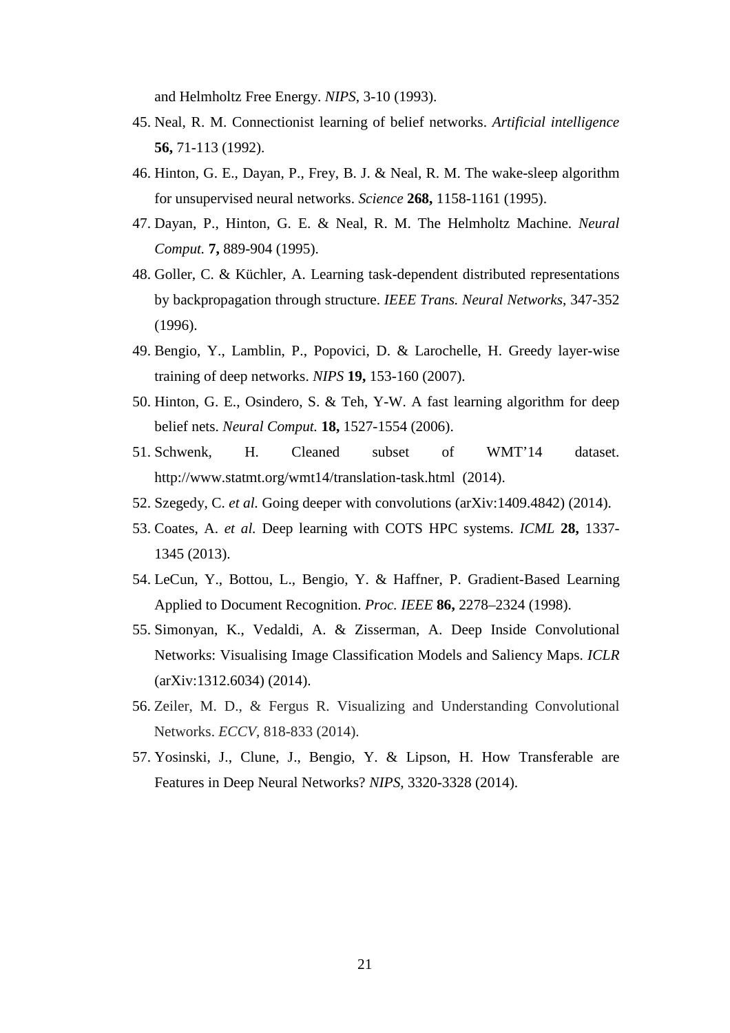and Helmholtz Free Energy. *NIPS*, 3-10 (1993).

45. Neal, R. M. Connectionist learning of belief networks. *Artificial intelligence* **56,** 71-113 (1992).
46. Hinton, G. E., Dayan, P., Frey, B. J. & Neal, R. M. The wake-sleep algorithm for unsupervised neural networks. *Science* **268,** 1158-1161 (1995).
47. Dayan, P., Hinton, G. E. & Neal, R. M. The Helmholtz Machine. *Neural Comput.* **7,** 889-904 (1995).
48. Goller, C. & Küchler, A. Learning task-dependent distributed representations by backpropagation through structure. *IEEE Trans. Neural Networks*, 347-352 (1996).
49. Bengio, Y., Lamblin, P., Popovici, D. & Larochelle, H. Greedy layer-wise training of deep networks. *NIPS* **19,** 153-160 (2007).
50. Hinton, G. E., Osindero, S. & Teh, Y-W. A fast learning algorithm for deep belief nets. *Neural Comput.* **18,** 1527-1554 (2006).
51. Schwenk, H. Cleaned subset of WMT'14 dataset. http://www.statmt.org/wmt14/translation-task.html (2014).
52. Szegedy, C. *et al.* Going deeper with convolutions (arXiv:1409.4842) (2014).
53. Coates, A. *et al.* Deep learning with COTS HPC systems. *ICML* **28,** 1337-1345 (2013).
54. LeCun, Y., Bottou, L., Bengio, Y. & Haffner, P. Gradient-Based Learning Applied to Document Recognition. *Proc. IEEE* **86,** 2278–2324 (1998).
55. Simonyan, K., Vedaldi, A. & Zisserman, A. Deep Inside Convolutional Networks: Visualising Image Classification Models and Saliency Maps. *ICLR* (arXiv:1312.6034) (2014).
56. Zeiler, M. D., & Fergus R. Visualizing and Understanding Convolutional Networks. *ECCV*, 818-833 (2014).
57. Yosinski, J., Clune, J., Bengio, Y. & Lipson, H. How Transferable are Features in Deep Neural Networks? *NIPS*, 3320-3328 (2014).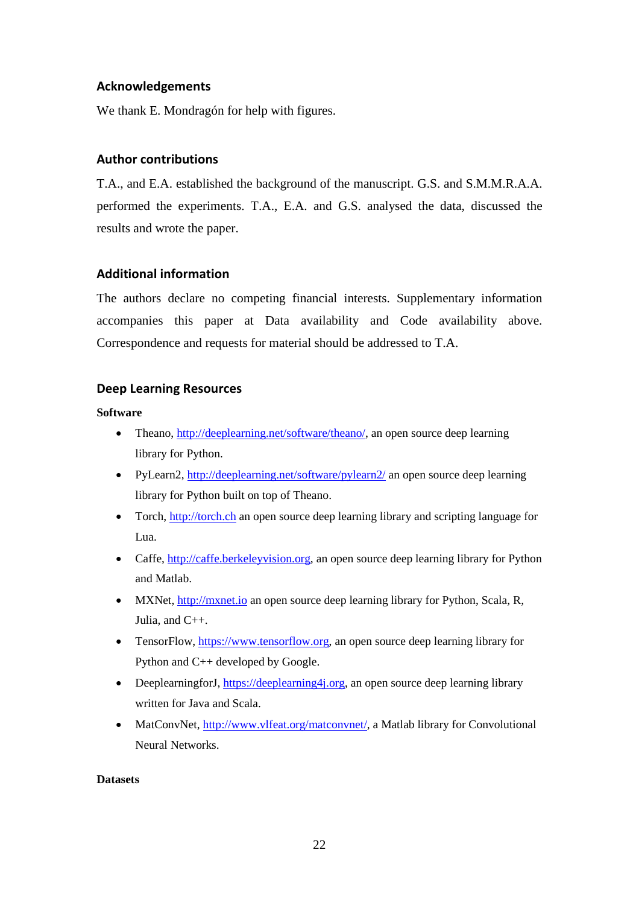## Acknowledgements

We thank E. Mondragón for help with figures.

## Author contributions

T.A., and E.A. established the background of the manuscript. G.S. and S.M.M.R.A.A. performed the experiments. T.A., E.A. and G.S. analysed the data, discussed the results and wrote the paper.

## Additional information

The authors declare no competing financial interests. Supplementary information accompanies this paper at Data availability and Code availability above. Correspondence and requests for material should be addressed to T.A.

## Deep Learning Resources

**Software**

- Theano, http://deeplearning.net/software/theano/, an open source deep learning library for Python.
- PyLearn2, http://deeplearning.net/software/pylearn2/ an open source deep learning library for Python built on top of Theano.
- Torch, http://torch.ch an open source deep learning library and scripting language for Lua.
- Caffe, http://caffe.berkeleyvision.org, an open source deep learning library for Python and Matlab.
- MXNet, http://mxnet.io an open source deep learning library for Python, Scala, R, Julia, and C++.
- TensorFlow, https://www.tensorflow.org, an open source deep learning library for Python and C++ developed by Google.
- DeeplearningforJ, https://deeplearning4j.org, an open source deep learning library written for Java and Scala.
- MatConvNet, http://www.vlfeat.org/matconvnet/, a Matlab library for Convolutional Neural Networks.

**Datasets**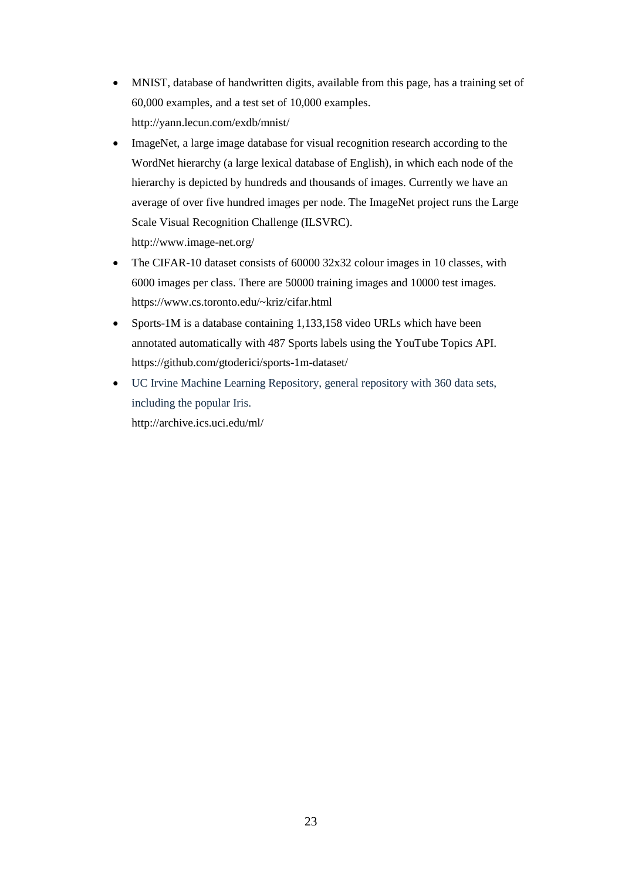- MNIST, database of handwritten digits, available from this page, has a training set of 60,000 examples, and a test set of 10,000 examples.
  http://yann.lecun.com/exdb/mnist/
- ImageNet, a large image database for visual recognition research according to the WordNet hierarchy (a large lexical database of English), in which each node of the hierarchy is depicted by hundreds and thousands of images. Currently we have an average of over five hundred images per node. The ImageNet project runs the Large Scale Visual Recognition Challenge (ILSVRC).
  http://www.image-net.org/
- The CIFAR-10 dataset consists of 60000 32x32 colour images in 10 classes, with 6000 images per class. There are 50000 training images and 10000 test images.
  https://www.cs.toronto.edu/~kriz/cifar.html
- Sports-1M is a database containing 1,133,158 video URLs which have been annotated automatically with 487 Sports labels using the YouTube Topics API.
  https://github.com/gtoderici/sports-1m-dataset/
- UC Irvine Machine Learning Repository, general repository with 360 data sets, including the popular Iris.
  http://archive.ics.uci.edu/ml/